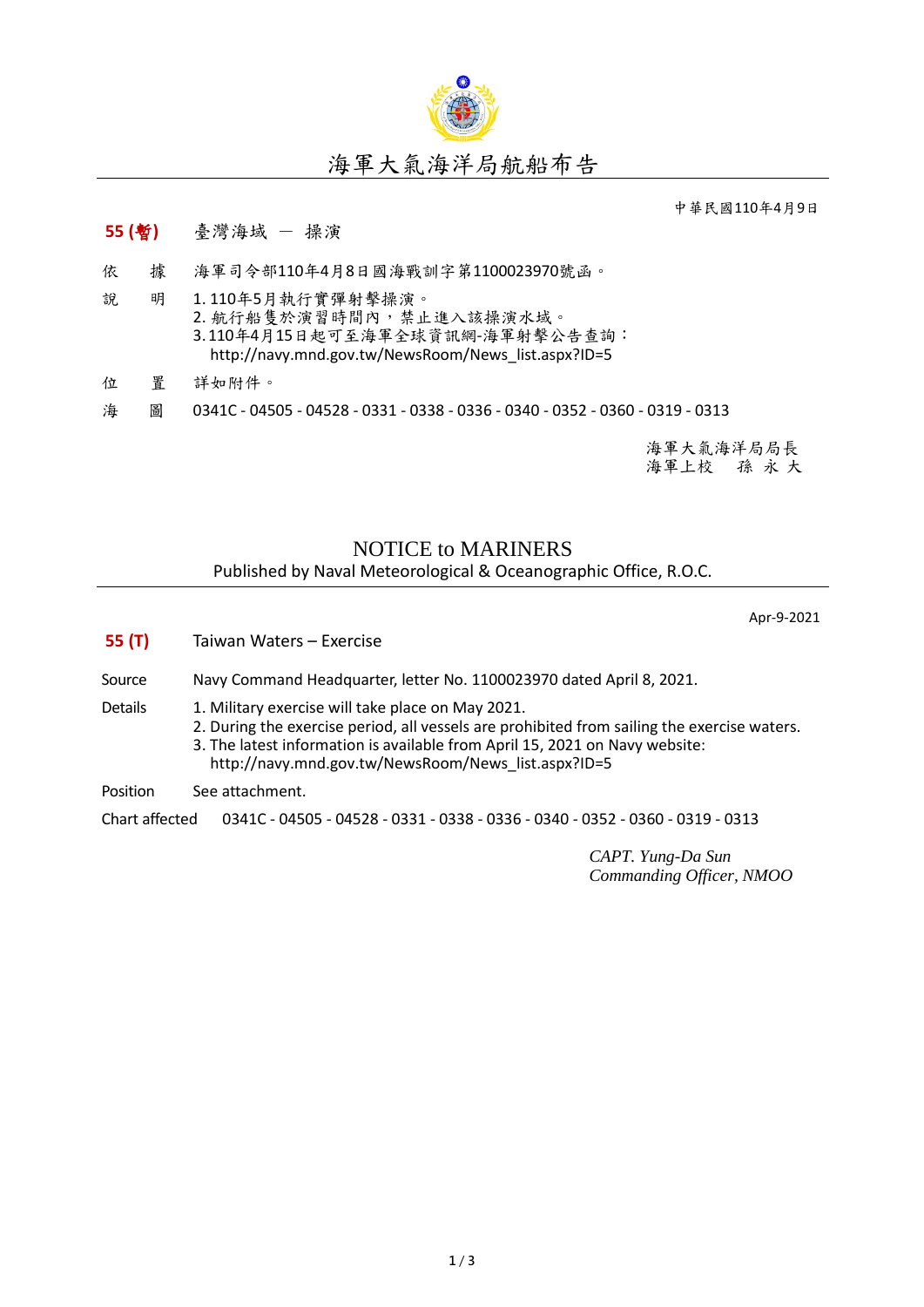# 海軍大氣海洋局航船布告

中華民國110年4月9日

**55 (暫)**　臺灣海域 － 操演

依　據　海軍司令部110年4月8日國海戰訓字第1100023970號函。

說　明　1. 110年5月執行實彈射擊操演。
2. 航行船隻於演習時間內，禁止進入該操演水域。
3. 110年4月15日起可至海軍全球資訊網-海軍射擊公告查詢：
http://navy.mnd.gov.tw/NewsRoom/News_list.aspx?ID=5

位　置　詳如附件。

海　圖　0341C - 04505 - 04528 - 0331 - 0338 - 0336 - 0340 - 0352 - 0360 - 0319 - 0313

海軍大氣海洋局局長
海軍上校　孫 永 大

## NOTICE to MARINERS

Published by Naval Meteorological & Oceanographic Office, R.O.C.

Apr-9-2021

**55 (T)**　Taiwan Waters – Exercise

Source　Navy Command Headquarter, letter No. 1100023970 dated April 8, 2021.

Details
1. Military exercise will take place on May 2021.
2. During the exercise period, all vessels are prohibited from sailing the exercise waters.
3. The latest information is available from April 15, 2021 on Navy website:
http://navy.mnd.gov.tw/NewsRoom/News_list.aspx?ID=5

Position　See attachment.

Chart affected　0341C - 04505 - 04528 - 0331 - 0338 - 0336 - 0340 - 0352 - 0360 - 0319 - 0313

*CAPT. Yung-Da Sun*
*Commanding Officer, NMOO*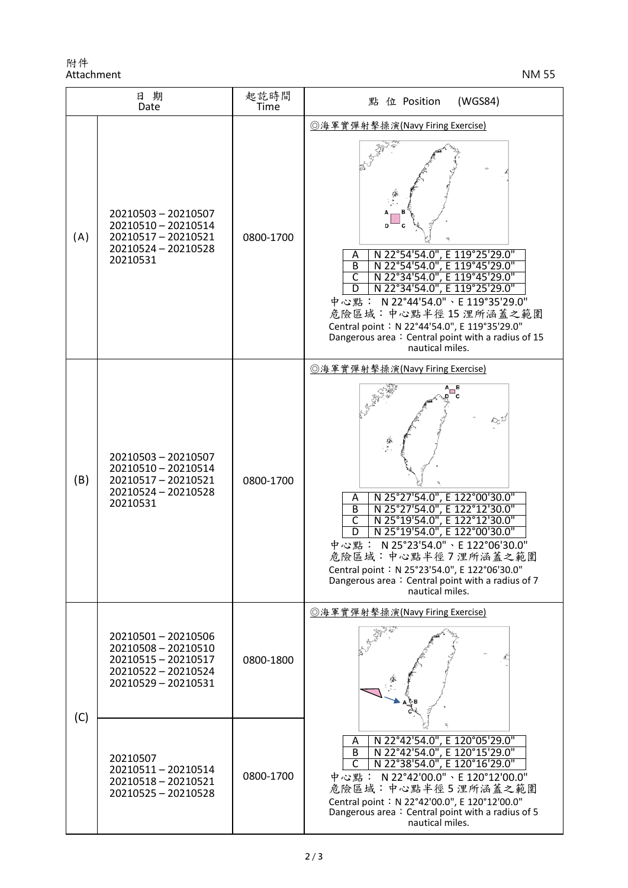附件
Attachment

NM 55

| | 日 期<br>Date | 起訖時間<br>Time | 點 位 Position (WGS84) |
|---|---|---|---|
| (A) | 20210503 – 20210507<br>20210510 – 20210514<br>20210517 – 20210521<br>20210524 – 20210528<br>20210531 | 0800-1700 | ◎海軍實彈射擊操演(Navy Firing Exercise)<br>A: N 22°54'54.0", E 119°25'29.0"<br>B: N 22°54'54.0", E 119°45'29.0"<br>C: N 22°34'54.0", E 119°45'29.0"<br>D: N 22°34'54.0", E 119°25'29.0"<br>中心點： N 22°44'54.0"、E 119°35'29.0"<br>危險區域：中心點半徑 15 浬所涵蓋之範圍<br>Central point：N 22°44'54.0", E 119°35'29.0"<br>Dangerous area：Central point with a radius of 15 nautical miles. |
| (B) | 20210503 – 20210507<br>20210510 – 20210514<br>20210517 – 20210521<br>20210524 – 20210528<br>20210531 | 0800-1700 | ◎海軍實彈射擊操演(Navy Firing Exercise)<br>A: N 25°27'54.0", E 122°00'30.0"<br>B: N 25°27'54.0", E 122°12'30.0"<br>C: N 25°19'54.0", E 122°12'30.0"<br>D: N 25°19'54.0", E 122°00'30.0"<br>中心點： N 25°23'54.0"、E 122°06'30.0"<br>危險區域：中心點半徑 7 浬所涵蓋之範圍<br>Central point：N 25°23'54.0", E 122°06'30.0"<br>Dangerous area：Central point with a radius of 7 nautical miles. |
| (C) | 20210501 – 20210506<br>20210508 – 20210510<br>20210515 – 20210517<br>20210522 – 20210524<br>20210529 – 20210531 | 0800-1800 | ◎海軍實彈射擊操演(Navy Firing Exercise)<br>A: N 22°42'54.0", E 120°05'29.0"<br>B: N 22°42'54.0", E 120°15'29.0"<br>C: N 22°38'54.0", E 120°16'29.0"<br>中心點： N 22°42'00.0"、E 120°12'00.0"<br>危險區域：中心點半徑 5 浬所涵蓋之範圍<br>Central point：N 22°42'00.0", E 120°12'00.0"<br>Dangerous area：Central point with a radius of 5 nautical miles. |
| | 20210507<br>20210511 – 20210514<br>20210518 – 20210521<br>20210525 – 20210528 | 0800-1700 | |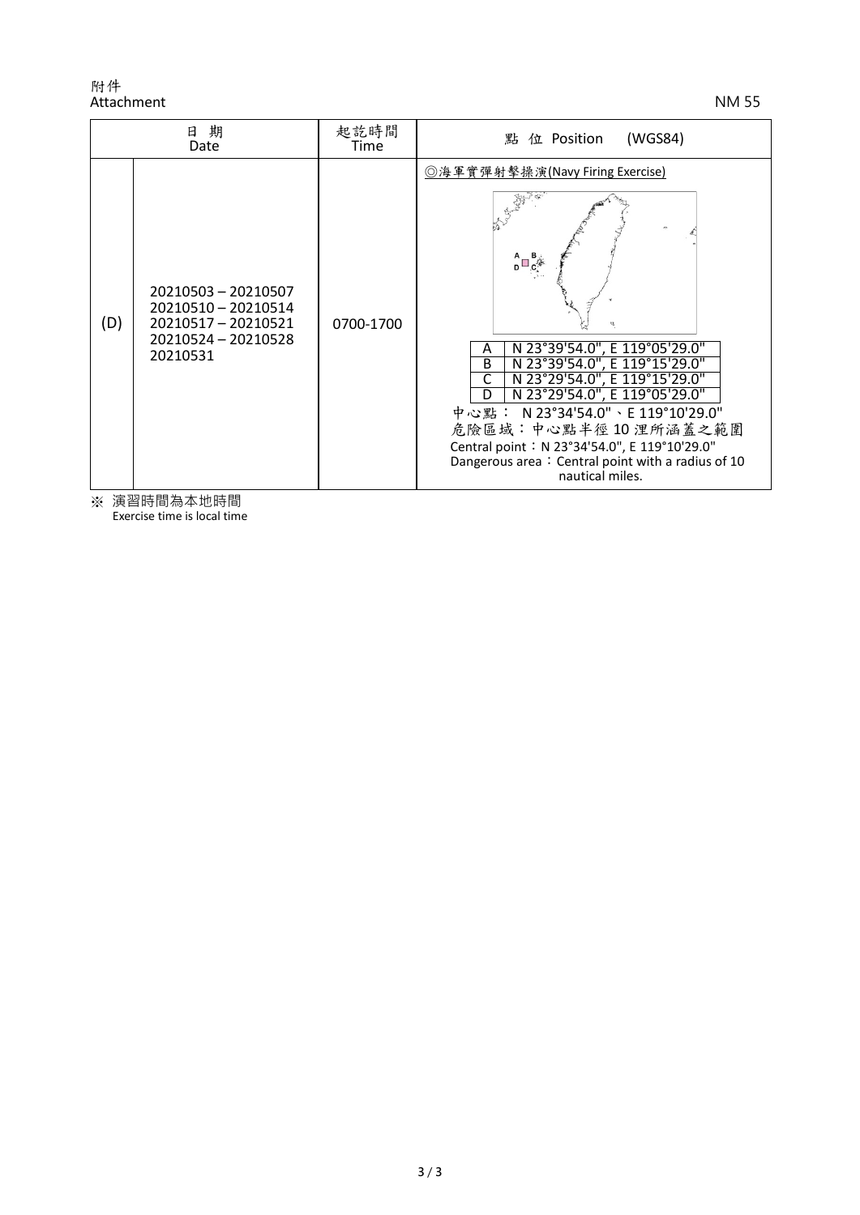附件
Attachment

NM 55

| 日 期 Date | | 起訖時間 Time | 點 位 Position (WGS84) |
|---|---|---|---|
| (D) | 20210503 – 20210507<br>20210510 – 20210514<br>20210517 – 20210521<br>20210524 – 20210528<br>20210531 | 0700-1700 | ◎海軍實彈射擊操演(Navy Firing Exercise)<br>A N 23°39'54.0", E 119°05'29.0"<br>B N 23°39'54.0", E 119°15'29.0"<br>C N 23°29'54.0", E 119°15'29.0"<br>D N 23°29'54.0", E 119°05'29.0"<br>中心點： N 23°34'54.0"、E 119°10'29.0"<br>危險區域：中心點半徑 10 浬所涵蓋之範圍<br>Central point：N 23°34'54.0", E 119°10'29.0"<br>Dangerous area：Central point with a radius of 10 nautical miles. |

※ 演習時間為本地時間
Exercise time is local time